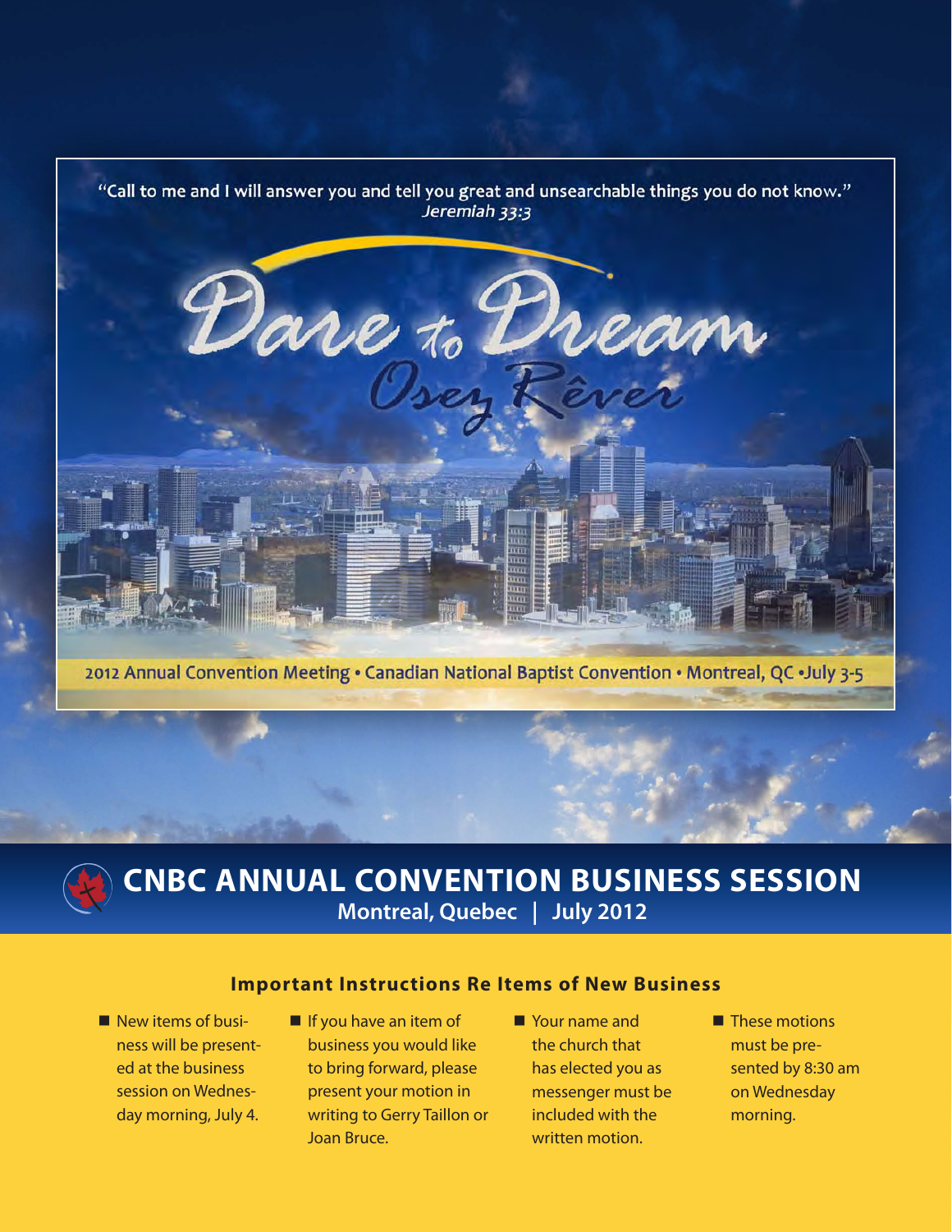"Call to me and I will answer you and tell you great and unsearchable things you do not know."
*Jeremiah 33:3*

# Dare to Dream
## Osez Rêver

2012 Annual Convention Meeting • Canadian National Baptist Convention • Montreal, QC • July 3-5

# CNBC ANNUAL CONVENTION BUSINESS SESSION

**Montreal, Quebec | July 2012**

### Important Instructions Re Items of New Business

- New items of business will be presented at the business session on Wednesday morning, July 4.
- If you have an item of business you would like to bring forward, please present your motion in writing to Gerry Taillon or Joan Bruce.
- Your name and the church that has elected you as messenger must be included with the written motion.
- These motions must be presented by 8:30 am on Wednesday morning.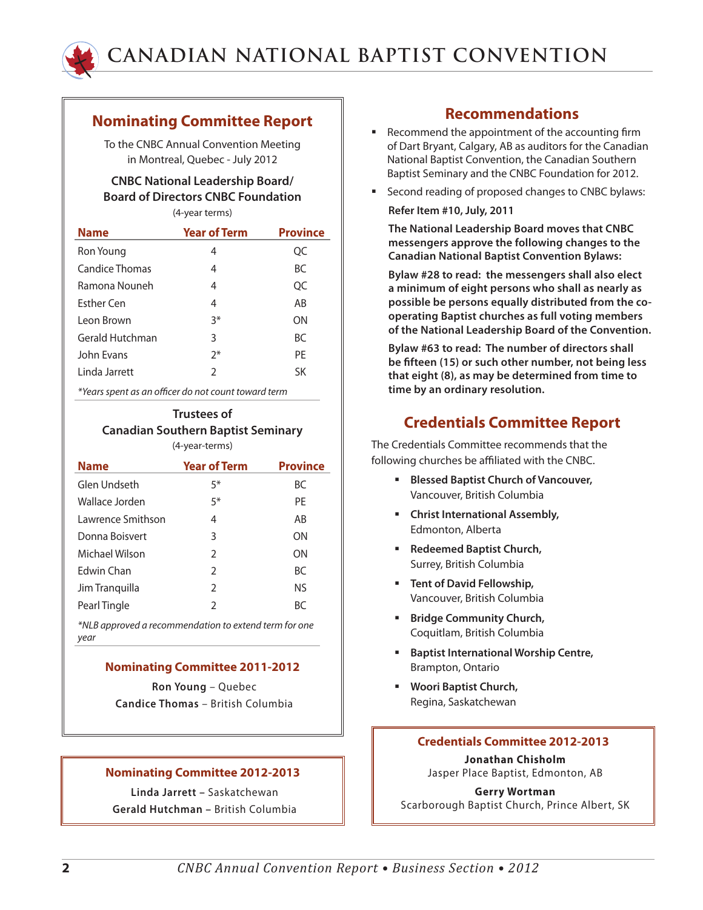## Nominating Committee Report

To the CNBC Annual Convention Meeting
in Montreal, Quebec - July 2012

### CNBC National Leadership Board/ Board of Directors CNBC Foundation

(4-year terms)

| Name | Year of Term | Province |
|---|---|---|
| Ron Young | 4 | QC |
| Candice Thomas | 4 | BC |
| Ramona Nouneh | 4 | QC |
| Esther Cen | 4 | AB |
| Leon Brown | 3* | ON |
| Gerald Hutchman | 3 | BC |
| John Evans | 2* | PE |
| Linda Jarrett | 2 | SK |

*Years spent as an officer do not count toward term*

### Trustees of Canadian Southern Baptist Seminary

(4-year-terms)

| Name | Year of Term | Province |
|---|---|---|
| Glen Undseth | 5* | BC |
| Wallace Jorden | 5* | PE |
| Lawrence Smithson | 4 | AB |
| Donna Boisvert | 3 | ON |
| Michael Wilson | 2 | ON |
| Edwin Chan | 2 | BC |
| Jim Tranquilla | 2 | NS |
| Pearl Tingle | 2 | BC |

*NLB approved a recommendation to extend term for one year*

### Nominating Committee 2011-2012

**Ron Young** – Quebec
**Candice Thomas** – British Columbia

### Nominating Committee 2012-2013

**Linda Jarrett** – Saskatchewan
**Gerald Hutchman** – British Columbia

## Recommendations

- Recommend the appointment of the accounting firm of Dart Bryant, Calgary, AB as auditors for the Canadian National Baptist Convention, the Canadian Southern Baptist Seminary and the CNBC Foundation for 2012.
- Second reading of proposed changes to CNBC bylaws:

  **Refer Item #10, July, 2011**

  **The National Leadership Board moves that CNBC messengers approve the following changes to the Canadian National Baptist Convention Bylaws:**

  **Bylaw #28 to read: the messengers shall also elect a minimum of eight persons who shall as nearly as possible be persons equally distributed from the co-operating Baptist churches as full voting members of the National Leadership Board of the Convention.**

  **Bylaw #63 to read: The number of directors shall be fifteen (15) or such other number, not being less that eight (8), as may be determined from time to time by an ordinary resolution.**

## Credentials Committee Report

The Credentials Committee recommends that the following churches be affiliated with the CNBC.

- **Blessed Baptist Church of Vancouver,** Vancouver, British Columbia
- **Christ International Assembly,** Edmonton, Alberta
- **Redeemed Baptist Church,** Surrey, British Columbia
- **Tent of David Fellowship,** Vancouver, British Columbia
- **Bridge Community Church,** Coquitlam, British Columbia
- **Baptist International Worship Centre,** Brampton, Ontario
- **Woori Baptist Church,** Regina, Saskatchewan

### Credentials Committee 2012-2013

**Jonathan Chisholm**
Jasper Place Baptist, Edmonton, AB

**Gerry Wortman**
Scarborough Baptist Church, Prince Albert, SK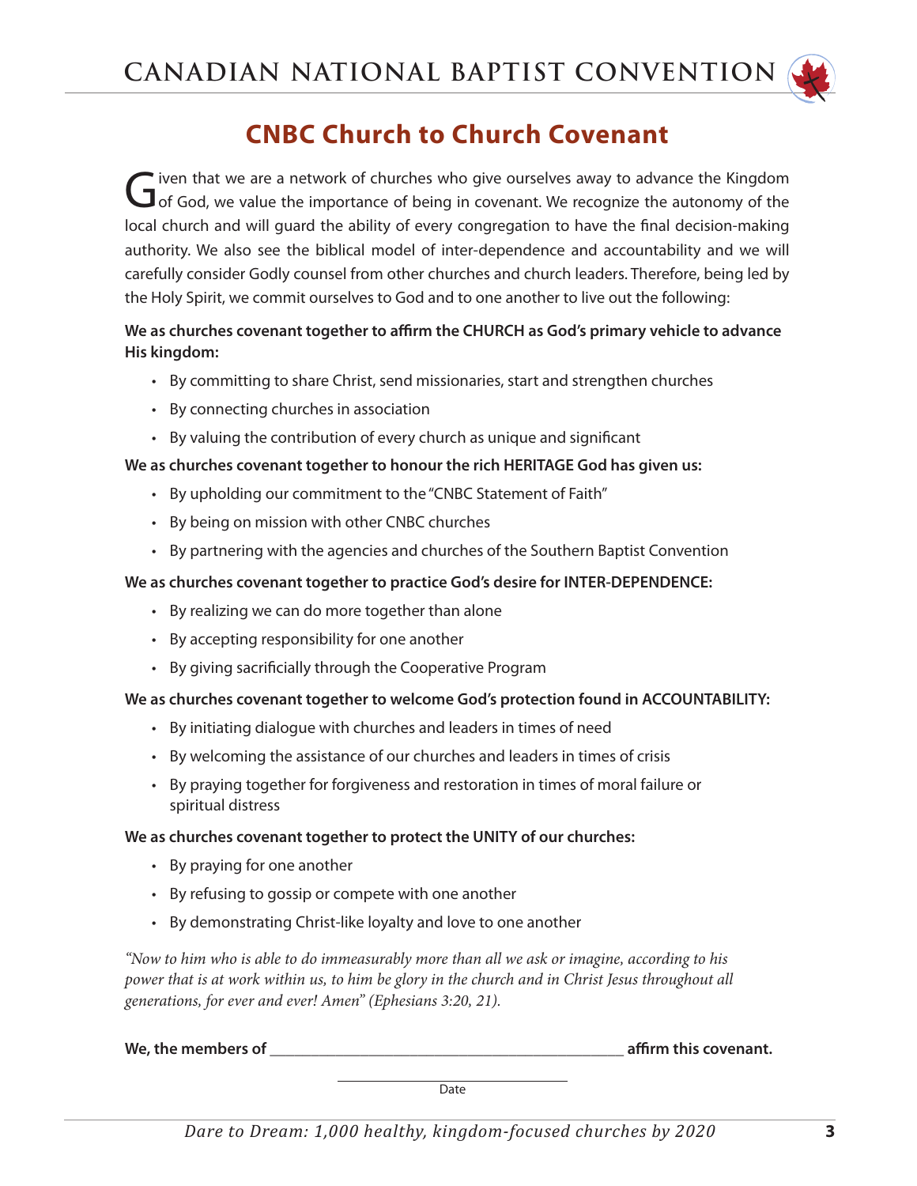# CNBC Church to Church Covenant

Given that we are a network of churches who give ourselves away to advance the Kingdom of God, we value the importance of being in covenant. We recognize the autonomy of the local church and will guard the ability of every congregation to have the final decision-making authority. We also see the biblical model of inter-dependence and accountability and we will carefully consider Godly counsel from other churches and church leaders. Therefore, being led by the Holy Spirit, we commit ourselves to God and to one another to live out the following:

**We as churches covenant together to affirm the CHURCH as God's primary vehicle to advance His kingdom:**

- By committing to share Christ, send missionaries, start and strengthen churches
- By connecting churches in association
- By valuing the contribution of every church as unique and significant

**We as churches covenant together to honour the rich HERITAGE God has given us:**

- By upholding our commitment to the "CNBC Statement of Faith"
- By being on mission with other CNBC churches
- By partnering with the agencies and churches of the Southern Baptist Convention

**We as churches covenant together to practice God's desire for INTER-DEPENDENCE:**

- By realizing we can do more together than alone
- By accepting responsibility for one another
- By giving sacrificially through the Cooperative Program

**We as churches covenant together to welcome God's protection found in ACCOUNTABILITY:**

- By initiating dialogue with churches and leaders in times of need
- By welcoming the assistance of our churches and leaders in times of crisis
- By praying together for forgiveness and restoration in times of moral failure or spiritual distress

**We as churches covenant together to protect the UNITY of our churches:**

- By praying for one another
- By refusing to gossip or compete with one another
- By demonstrating Christ-like loyalty and love to one another

*"Now to him who is able to do immeasurably more than all we ask or imagine, according to his power that is at work within us, to him be glory in the church and in Christ Jesus throughout all generations, for ever and ever! Amen" (Ephesians 3:20, 21).*

**We, the members of \_\_\_\_\_\_\_\_\_\_\_\_\_\_\_\_\_\_\_\_\_\_\_\_\_\_\_\_\_\_\_\_\_\_\_\_\_\_\_\_\_\_\_\_ affirm this covenant.**

\_\_\_\_\_\_\_\_\_\_\_\_\_\_\_\_\_\_\_\_\_\_\_\_\_\_\_\_\_\_

Date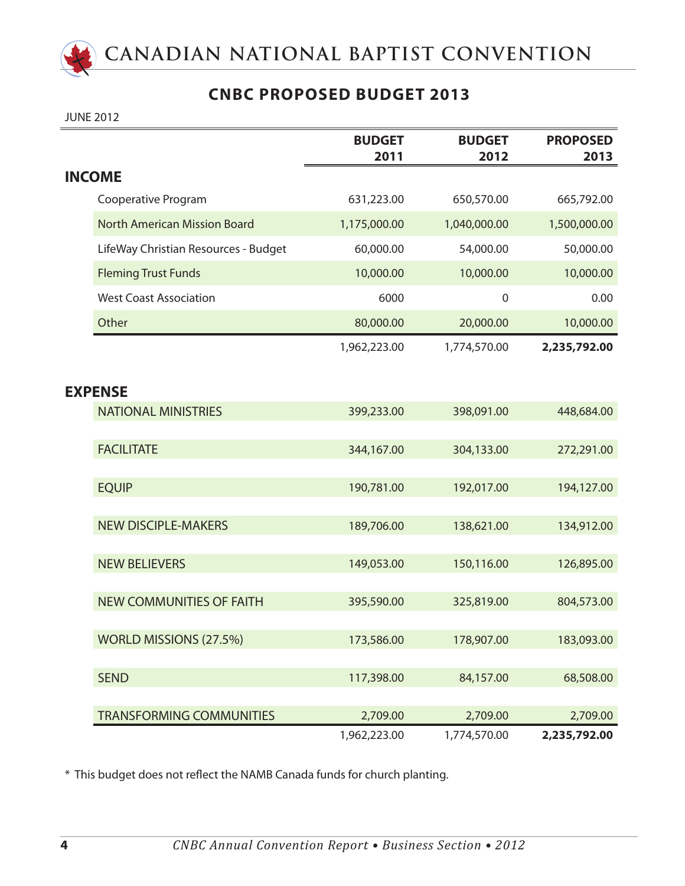# CANADIAN NATIONAL BAPTIST CONVENTION

## CNBC PROPOSED BUDGET 2013

JUNE 2012

| | BUDGET 2011 | BUDGET 2012 | PROPOSED 2013 |
|---|---|---|---|
| **INCOME** | | | |
| Cooperative Program | 631,223.00 | 650,570.00 | 665,792.00 |
| North American Mission Board | 1,175,000.00 | 1,040,000.00 | 1,500,000.00 |
| LifeWay Christian Resources - Budget | 60,000.00 | 54,000.00 | 50,000.00 |
| Fleming Trust Funds | 10,000.00 | 10,000.00 | 10,000.00 |
| West Coast Association | 6000 | 0 | 0.00 |
| Other | 80,000.00 | 20,000.00 | 10,000.00 |
| | 1,962,223.00 | 1,774,570.00 | **2,235,792.00** |
| **EXPENSE** | | | |
| NATIONAL MINISTRIES | 399,233.00 | 398,091.00 | 448,684.00 |
| FACILITATE | 344,167.00 | 304,133.00 | 272,291.00 |
| EQUIP | 190,781.00 | 192,017.00 | 194,127.00 |
| NEW DISCIPLE-MAKERS | 189,706.00 | 138,621.00 | 134,912.00 |
| NEW BELIEVERS | 149,053.00 | 150,116.00 | 126,895.00 |
| NEW COMMUNITIES OF FAITH | 395,590.00 | 325,819.00 | 804,573.00 |
| WORLD MISSIONS (27.5%) | 173,586.00 | 178,907.00 | 183,093.00 |
| SEND | 117,398.00 | 84,157.00 | 68,508.00 |
| TRANSFORMING COMMUNITIES | 2,709.00 | 2,709.00 | 2,709.00 |
| | 1,962,223.00 | 1,774,570.00 | **2,235,792.00** |

* This budget does not reflect the NAMB Canada funds for church planting.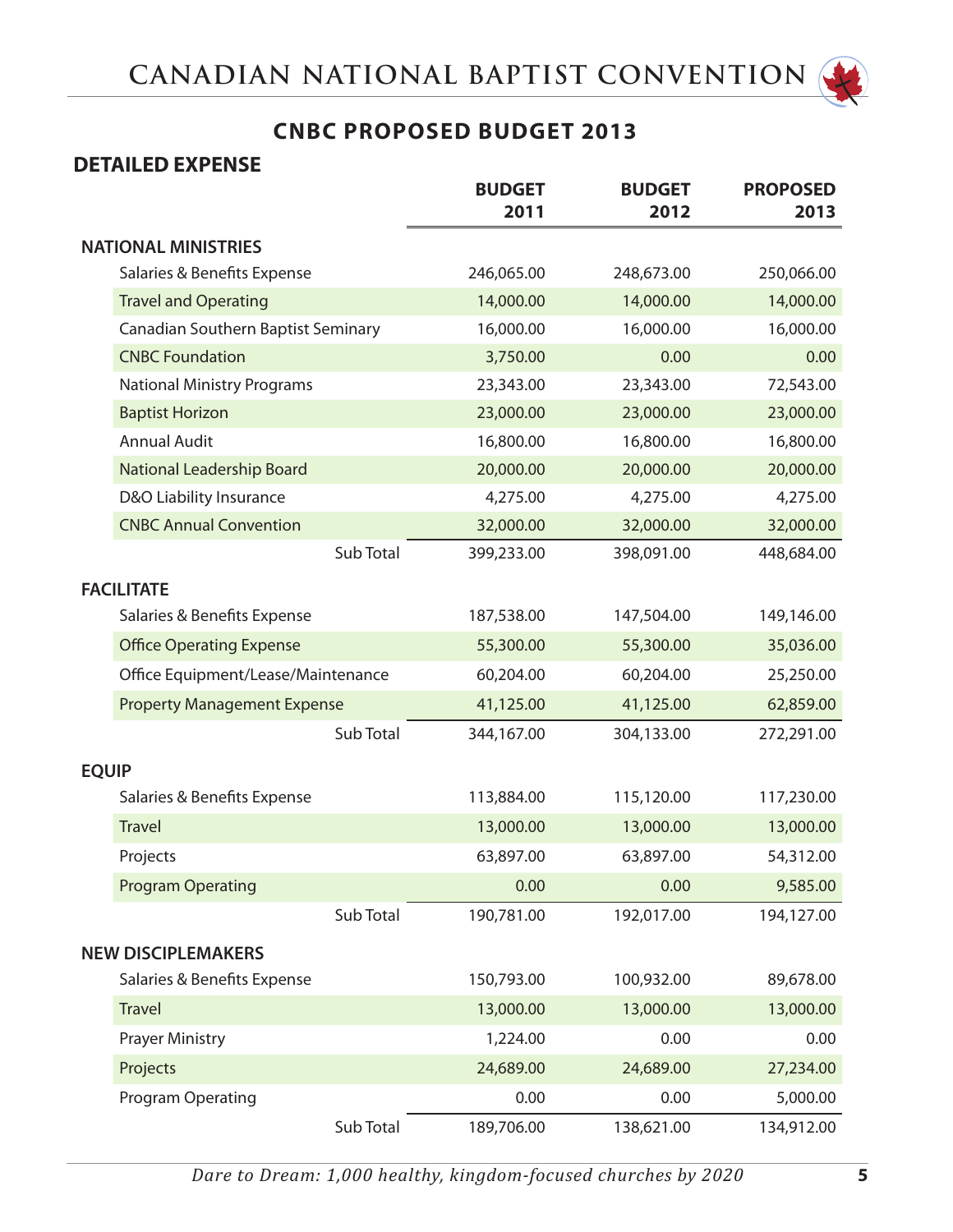## CNBC PROPOSED BUDGET 2013

### DETAILED EXPENSE

| | BUDGET 2011 | BUDGET 2012 | PROPOSED 2013 |
|---|---|---|---|
| **NATIONAL MINISTRIES** | | | |
| Salaries & Benefits Expense | 246,065.00 | 248,673.00 | 250,066.00 |
| Travel and Operating | 14,000.00 | 14,000.00 | 14,000.00 |
| Canadian Southern Baptist Seminary | 16,000.00 | 16,000.00 | 16,000.00 |
| CNBC Foundation | 3,750.00 | 0.00 | 0.00 |
| National Ministry Programs | 23,343.00 | 23,343.00 | 72,543.00 |
| Baptist Horizon | 23,000.00 | 23,000.00 | 23,000.00 |
| Annual Audit | 16,800.00 | 16,800.00 | 16,800.00 |
| National Leadership Board | 20,000.00 | 20,000.00 | 20,000.00 |
| D&O Liability Insurance | 4,275.00 | 4,275.00 | 4,275.00 |
| CNBC Annual Convention | 32,000.00 | 32,000.00 | 32,000.00 |
| Sub Total | 399,233.00 | 398,091.00 | 448,684.00 |
| **FACILITATE** | | | |
| Salaries & Benefits Expense | 187,538.00 | 147,504.00 | 149,146.00 |
| Office Operating Expense | 55,300.00 | 55,300.00 | 35,036.00 |
| Office Equipment/Lease/Maintenance | 60,204.00 | 60,204.00 | 25,250.00 |
| Property Management Expense | 41,125.00 | 41,125.00 | 62,859.00 |
| Sub Total | 344,167.00 | 304,133.00 | 272,291.00 |
| **EQUIP** | | | |
| Salaries & Benefits Expense | 113,884.00 | 115,120.00 | 117,230.00 |
| Travel | 13,000.00 | 13,000.00 | 13,000.00 |
| Projects | 63,897.00 | 63,897.00 | 54,312.00 |
| Program Operating | 0.00 | 0.00 | 9,585.00 |
| Sub Total | 190,781.00 | 192,017.00 | 194,127.00 |
| **NEW DISCIPLEMAKERS** | | | |
| Salaries & Benefits Expense | 150,793.00 | 100,932.00 | 89,678.00 |
| Travel | 13,000.00 | 13,000.00 | 13,000.00 |
| Prayer Ministry | 1,224.00 | 0.00 | 0.00 |
| Projects | 24,689.00 | 24,689.00 | 27,234.00 |
| Program Operating | 0.00 | 0.00 | 5,000.00 |
| Sub Total | 189,706.00 | 138,621.00 | 134,912.00 |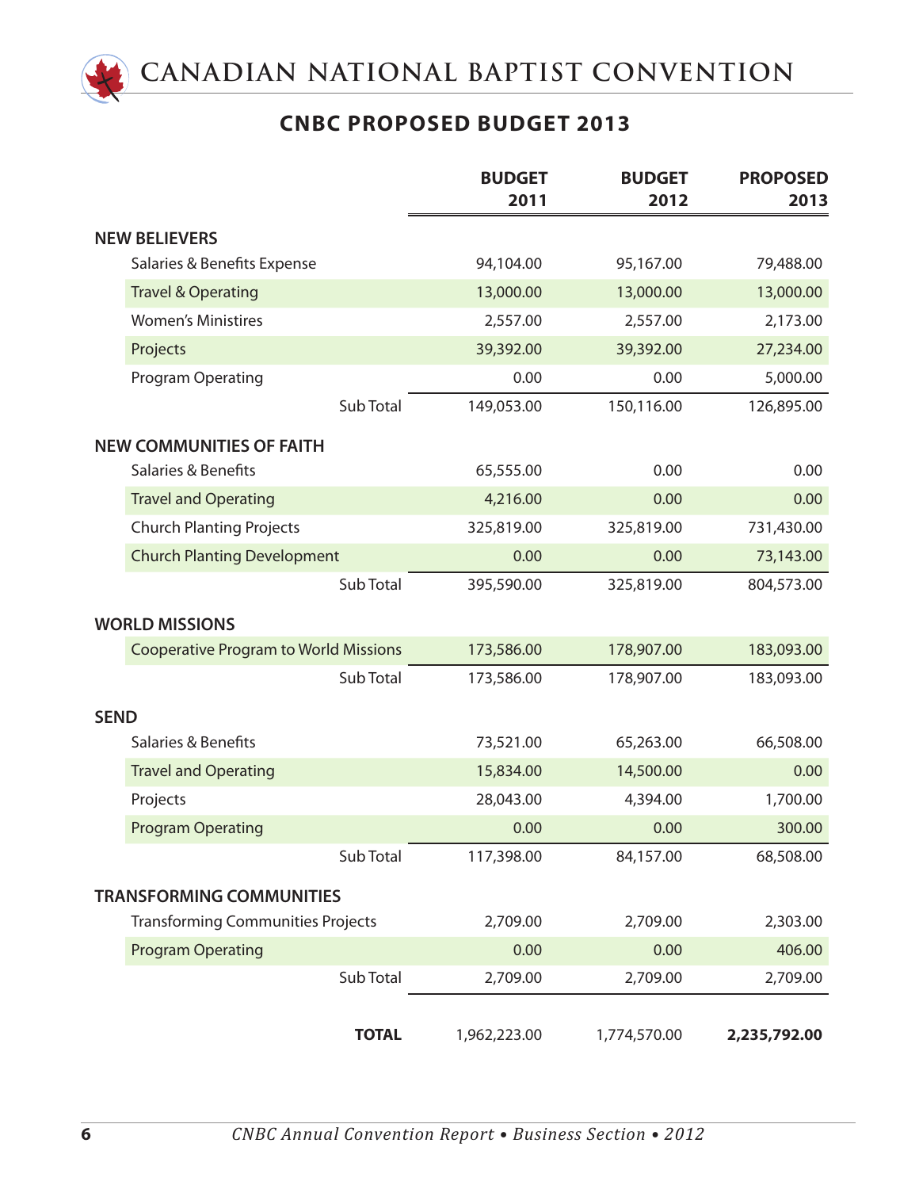# CANADIAN NATIONAL BAPTIST CONVENTION

## CNBC PROPOSED BUDGET 2013

| | BUDGET 2011 | BUDGET 2012 | PROPOSED 2013 |
|---|---|---|---|
| **NEW BELIEVERS** | | | |
| Salaries & Benefits Expense | 94,104.00 | 95,167.00 | 79,488.00 |
| Travel & Operating | 13,000.00 | 13,000.00 | 13,000.00 |
| Women's Ministires | 2,557.00 | 2,557.00 | 2,173.00 |
| Projects | 39,392.00 | 39,392.00 | 27,234.00 |
| Program Operating | 0.00 | 0.00 | 5,000.00 |
| Sub Total | 149,053.00 | 150,116.00 | 126,895.00 |
| **NEW COMMUNITIES OF FAITH** | | | |
| Salaries & Benefits | 65,555.00 | 0.00 | 0.00 |
| Travel and Operating | 4,216.00 | 0.00 | 0.00 |
| Church Planting Projects | 325,819.00 | 325,819.00 | 731,430.00 |
| Church Planting Development | 0.00 | 0.00 | 73,143.00 |
| Sub Total | 395,590.00 | 325,819.00 | 804,573.00 |
| **WORLD MISSIONS** | | | |
| Cooperative Program to World Missions | 173,586.00 | 178,907.00 | 183,093.00 |
| Sub Total | 173,586.00 | 178,907.00 | 183,093.00 |
| **SEND** | | | |
| Salaries & Benefits | 73,521.00 | 65,263.00 | 66,508.00 |
| Travel and Operating | 15,834.00 | 14,500.00 | 0.00 |
| Projects | 28,043.00 | 4,394.00 | 1,700.00 |
| Program Operating | 0.00 | 0.00 | 300.00 |
| Sub Total | 117,398.00 | 84,157.00 | 68,508.00 |
| **TRANSFORMING COMMUNITIES** | | | |
| Transforming Communities Projects | 2,709.00 | 2,709.00 | 2,303.00 |
| Program Operating | 0.00 | 0.00 | 406.00 |
| Sub Total | 2,709.00 | 2,709.00 | 2,709.00 |
| **TOTAL** | 1,962,223.00 | 1,774,570.00 | **2,235,792.00** |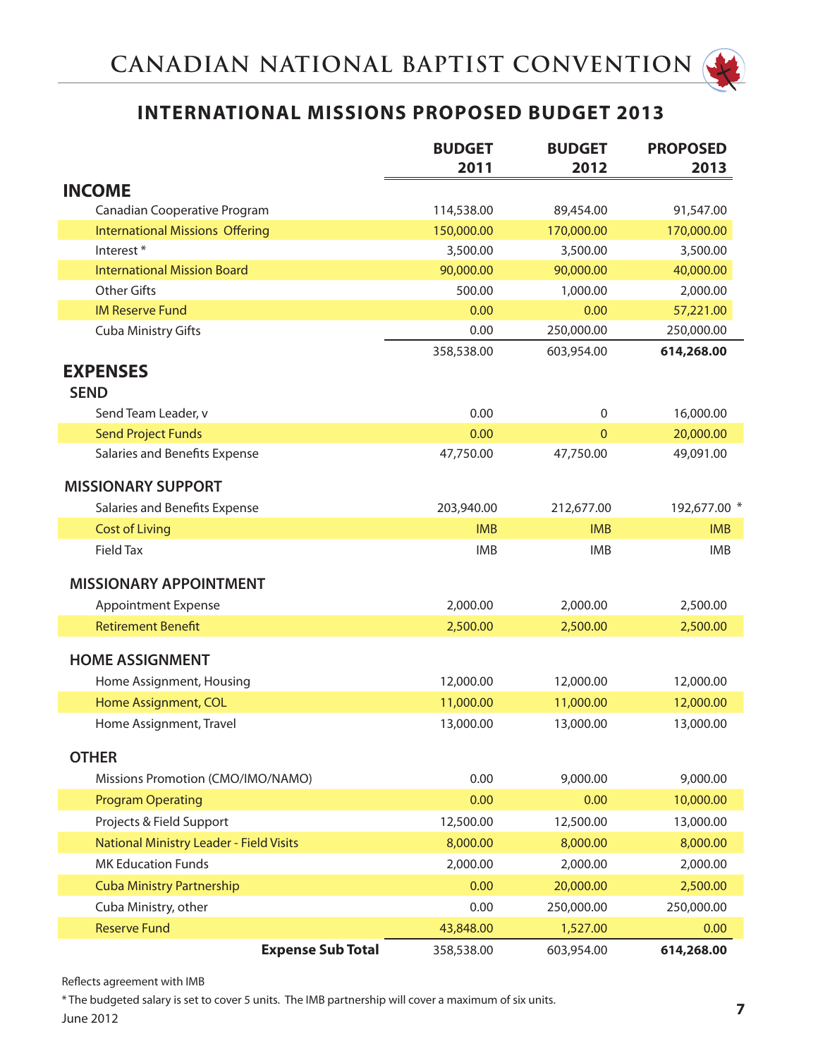# CANADIAN NATIONAL BAPTIST CONVENTION

## INTERNATIONAL MISSIONS PROPOSED BUDGET 2013

| | BUDGET 2011 | BUDGET 2012 | PROPOSED 2013 |
|---|---|---|---|
| **INCOME** | | | |
| Canadian Cooperative Program | 114,538.00 | 89,454.00 | 91,547.00 |
| International Missions Offering | 150,000.00 | 170,000.00 | 170,000.00 |
| Interest * | 3,500.00 | 3,500.00 | 3,500.00 |
| International Mission Board | 90,000.00 | 90,000.00 | 40,000.00 |
| Other Gifts | 500.00 | 1,000.00 | 2,000.00 |
| IM Reserve Fund | 0.00 | 0.00 | 57,221.00 |
| Cuba Ministry Gifts | 0.00 | 250,000.00 | 250,000.00 |
| | 358,538.00 | 603,954.00 | **614,268.00** |
| **EXPENSES** | | | |
| **SEND** | | | |
| Send Team Leader, v | 0.00 | 0 | 16,000.00 |
| Send Project Funds | 0.00 | 0 | 20,000.00 |
| Salaries and Benefits Expense | 47,750.00 | 47,750.00 | 49,091.00 |
| **MISSIONARY SUPPORT** | | | |
| Salaries and Benefits Expense | 203,940.00 | 212,677.00 | 192,677.00 * |
| Cost of Living | IMB | IMB | IMB |
| Field Tax | IMB | IMB | IMB |
| **MISSIONARY APPOINTMENT** | | | |
| Appointment Expense | 2,000.00 | 2,000.00 | 2,500.00 |
| Retirement Benefit | 2,500.00 | 2,500.00 | 2,500.00 |
| **HOME ASSIGNMENT** | | | |
| Home Assignment, Housing | 12,000.00 | 12,000.00 | 12,000.00 |
| Home Assignment, COL | 11,000.00 | 11,000.00 | 12,000.00 |
| Home Assignment, Travel | 13,000.00 | 13,000.00 | 13,000.00 |
| **OTHER** | | | |
| Missions Promotion (CMO/IMO/NAMO) | 0.00 | 9,000.00 | 9,000.00 |
| Program Operating | 0.00 | 0.00 | 10,000.00 |
| Projects & Field Support | 12,500.00 | 12,500.00 | 13,000.00 |
| National Ministry Leader - Field Visits | 8,000.00 | 8,000.00 | 8,000.00 |
| MK Education Funds | 2,000.00 | 2,000.00 | 2,000.00 |
| Cuba Ministry Partnership | 0.00 | 20,000.00 | 2,500.00 |
| Cuba Ministry, other | 0.00 | 250,000.00 | 250,000.00 |
| Reserve Fund | 43,848.00 | 1,527.00 | 0.00 |
| **Expense Sub Total** | 358,538.00 | 603,954.00 | **614,268.00** |

Reflects agreement with IMB

* The budgeted salary is set to cover 5 units. The IMB partnership will cover a maximum of six units.

June 2012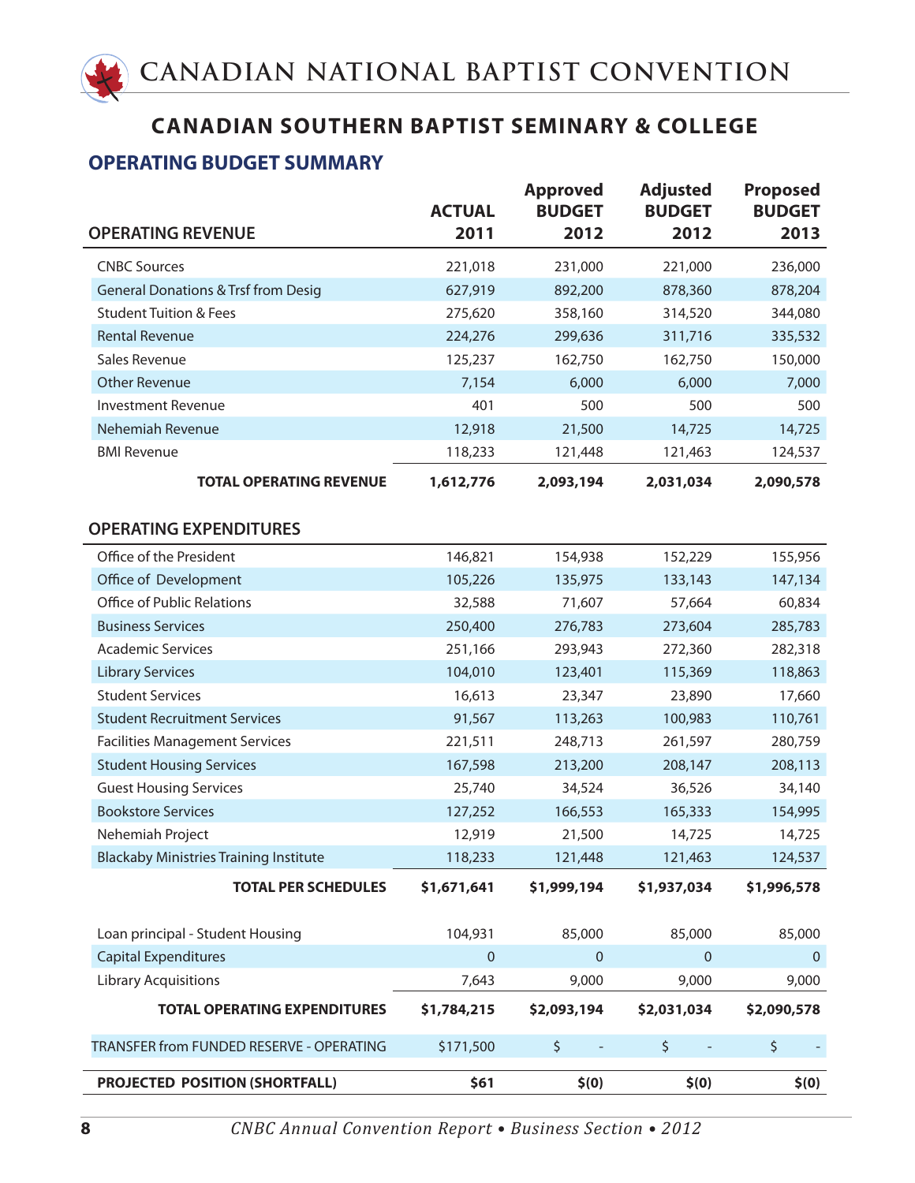# CANADIAN NATIONAL BAPTIST CONVENTION

## CANADIAN SOUTHERN BAPTIST SEMINARY & COLLEGE

### OPERATING BUDGET SUMMARY

| OPERATING REVENUE | ACTUAL 2011 | Approved BUDGET 2012 | Adjusted BUDGET 2012 | Proposed BUDGET 2013 |
|---|---|---|---|---|
| CNBC Sources | 221,018 | 231,000 | 221,000 | 236,000 |
| General Donations & Trsf from Desig | 627,919 | 892,200 | 878,360 | 878,204 |
| Student Tuition & Fees | 275,620 | 358,160 | 314,520 | 344,080 |
| Rental Revenue | 224,276 | 299,636 | 311,716 | 335,532 |
| Sales Revenue | 125,237 | 162,750 | 162,750 | 150,000 |
| Other Revenue | 7,154 | 6,000 | 6,000 | 7,000 |
| Investment Revenue | 401 | 500 | 500 | 500 |
| Nehemiah Revenue | 12,918 | 21,500 | 14,725 | 14,725 |
| BMI Revenue | 118,233 | 121,448 | 121,463 | 124,537 |
| **TOTAL OPERATING REVENUE** | **1,612,776** | **2,093,194** | **2,031,034** | **2,090,578** |

| OPERATING EXPENDITURES | ACTUAL 2011 | Approved BUDGET 2012 | Adjusted BUDGET 2012 | Proposed BUDGET 2013 |
|---|---|---|---|---|
| Office of the President | 146,821 | 154,938 | 152,229 | 155,956 |
| Office of Development | 105,226 | 135,975 | 133,143 | 147,134 |
| Office of Public Relations | 32,588 | 71,607 | 57,664 | 60,834 |
| Business Services | 250,400 | 276,783 | 273,604 | 285,783 |
| Academic Services | 251,166 | 293,943 | 272,360 | 282,318 |
| Library Services | 104,010 | 123,401 | 115,369 | 118,863 |
| Student Services | 16,613 | 23,347 | 23,890 | 17,660 |
| Student Recruitment Services | 91,567 | 113,263 | 100,983 | 110,761 |
| Facilities Management Services | 221,511 | 248,713 | 261,597 | 280,759 |
| Student Housing Services | 167,598 | 213,200 | 208,147 | 208,113 |
| Guest Housing Services | 25,740 | 34,524 | 36,526 | 34,140 |
| Bookstore Services | 127,252 | 166,553 | 165,333 | 154,995 |
| Nehemiah Project | 12,919 | 21,500 | 14,725 | 14,725 |
| Blackaby Ministries Training Institute | 118,233 | 121,448 | 121,463 | 124,537 |
| **TOTAL PER SCHEDULES** | **$1,671,641** | **$1,999,194** | **$1,937,034** | **$1,996,578** |
| Loan principal - Student Housing | 104,931 | 85,000 | 85,000 | 85,000 |
| Capital Expenditures | 0 | 0 | 0 | 0 |
| Library Acquisitions | 7,643 | 9,000 | 9,000 | 9,000 |
| **TOTAL OPERATING EXPENDITURES** | **$1,784,215** | **$2,093,194** | **$2,031,034** | **$2,090,578** |
| TRANSFER from FUNDED RESERVE - OPERATING | $171,500 | $ - | $ - | $ - |
| **PROJECTED POSITION (SHORTFALL)** | **$61** | **$(0)** | **$(0)** | **$(0)** |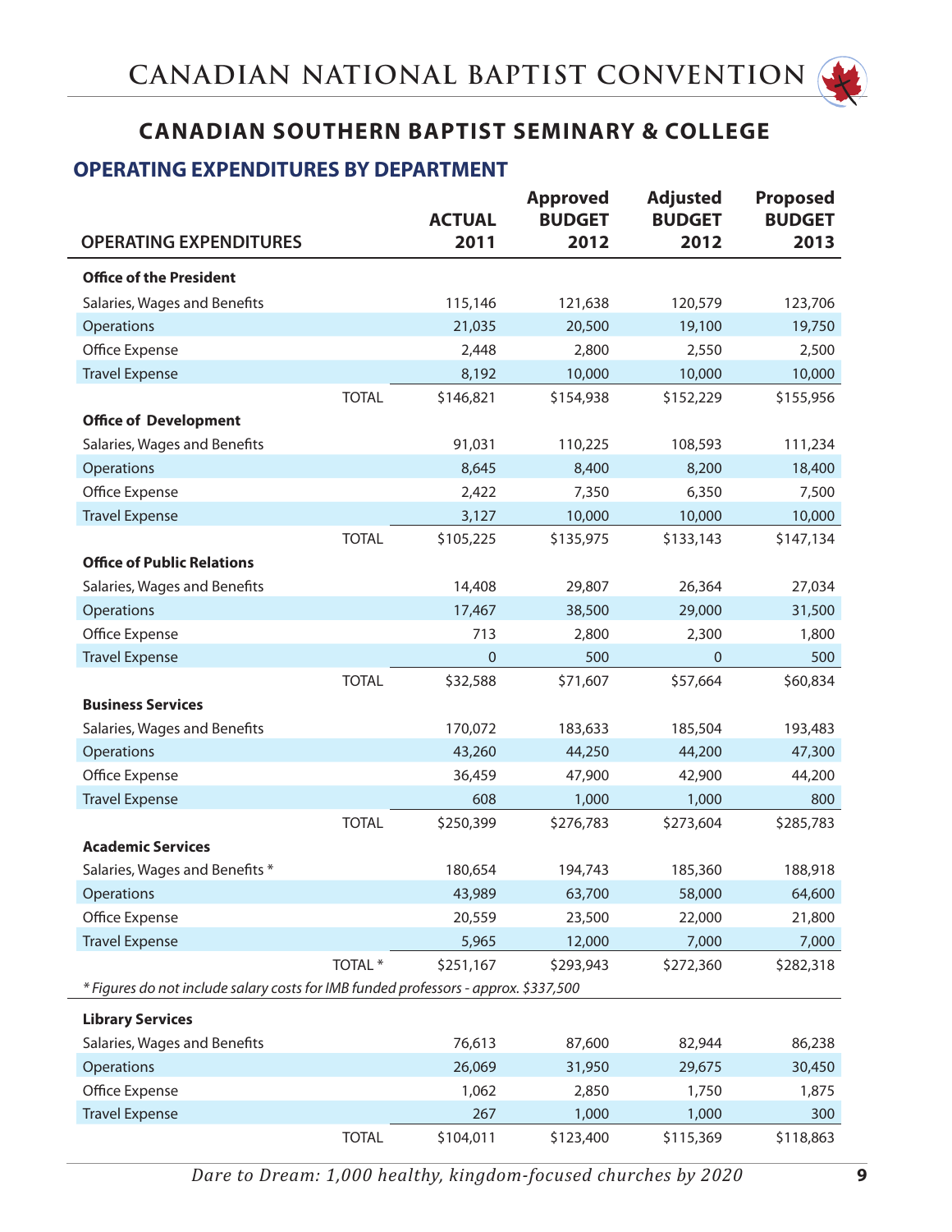# CANADIAN NATIONAL BAPTIST CONVENTION

## CANADIAN SOUTHERN BAPTIST SEMINARY & COLLEGE

### OPERATING EXPENDITURES BY DEPARTMENT

| OPERATING EXPENDITURES | | ACTUAL 2011 | Approved BUDGET 2012 | Adjusted BUDGET 2012 | Proposed BUDGET 2013 |
|---|---|---|---|---|---|
| **Office of the President** | | | | | |
| Salaries, Wages and Benefits | | 115,146 | 121,638 | 120,579 | 123,706 |
| Operations | | 21,035 | 20,500 | 19,100 | 19,750 |
| Office Expense | | 2,448 | 2,800 | 2,550 | 2,500 |
| Travel Expense | | 8,192 | 10,000 | 10,000 | 10,000 |
| | TOTAL | $146,821 | $154,938 | $152,229 | $155,956 |
| **Office of Development** | | | | | |
| Salaries, Wages and Benefits | | 91,031 | 110,225 | 108,593 | 111,234 |
| Operations | | 8,645 | 8,400 | 8,200 | 18,400 |
| Office Expense | | 2,422 | 7,350 | 6,350 | 7,500 |
| Travel Expense | | 3,127 | 10,000 | 10,000 | 10,000 |
| | TOTAL | $105,225 | $135,975 | $133,143 | $147,134 |
| **Office of Public Relations** | | | | | |
| Salaries, Wages and Benefits | | 14,408 | 29,807 | 26,364 | 27,034 |
| Operations | | 17,467 | 38,500 | 29,000 | 31,500 |
| Office Expense | | 713 | 2,800 | 2,300 | 1,800 |
| Travel Expense | | 0 | 500 | 0 | 500 |
| | TOTAL | $32,588 | $71,607 | $57,664 | $60,834 |
| **Business Services** | | | | | |
| Salaries, Wages and Benefits | | 170,072 | 183,633 | 185,504 | 193,483 |
| Operations | | 43,260 | 44,250 | 44,200 | 47,300 |
| Office Expense | | 36,459 | 47,900 | 42,900 | 44,200 |
| Travel Expense | | 608 | 1,000 | 1,000 | 800 |
| | TOTAL | $250,399 | $276,783 | $273,604 | $285,783 |
| **Academic Services** | | | | | |
| Salaries, Wages and Benefits * | | 180,654 | 194,743 | 185,360 | 188,918 |
| Operations | | 43,989 | 63,700 | 58,000 | 64,600 |
| Office Expense | | 20,559 | 23,500 | 22,000 | 21,800 |
| Travel Expense | | 5,965 | 12,000 | 7,000 | 7,000 |
| | TOTAL * | $251,167 | $293,943 | $272,360 | $282,318 |

*\* Figures do not include salary costs for IMB funded professors - approx. $337,500*

| OPERATING EXPENDITURES | | ACTUAL 2011 | Approved BUDGET 2012 | Adjusted BUDGET 2012 | Proposed BUDGET 2013 |
|---|---|---|---|---|---|
| **Library Services** | | | | | |
| Salaries, Wages and Benefits | | 76,613 | 87,600 | 82,944 | 86,238 |
| Operations | | 26,069 | 31,950 | 29,675 | 30,450 |
| Office Expense | | 1,062 | 2,850 | 1,750 | 1,875 |
| Travel Expense | | 267 | 1,000 | 1,000 | 300 |
| | TOTAL | $104,011 | $123,400 | $115,369 | $118,863 |

*Dare to Dream: 1,000 healthy, kingdom-focused churches by 2020*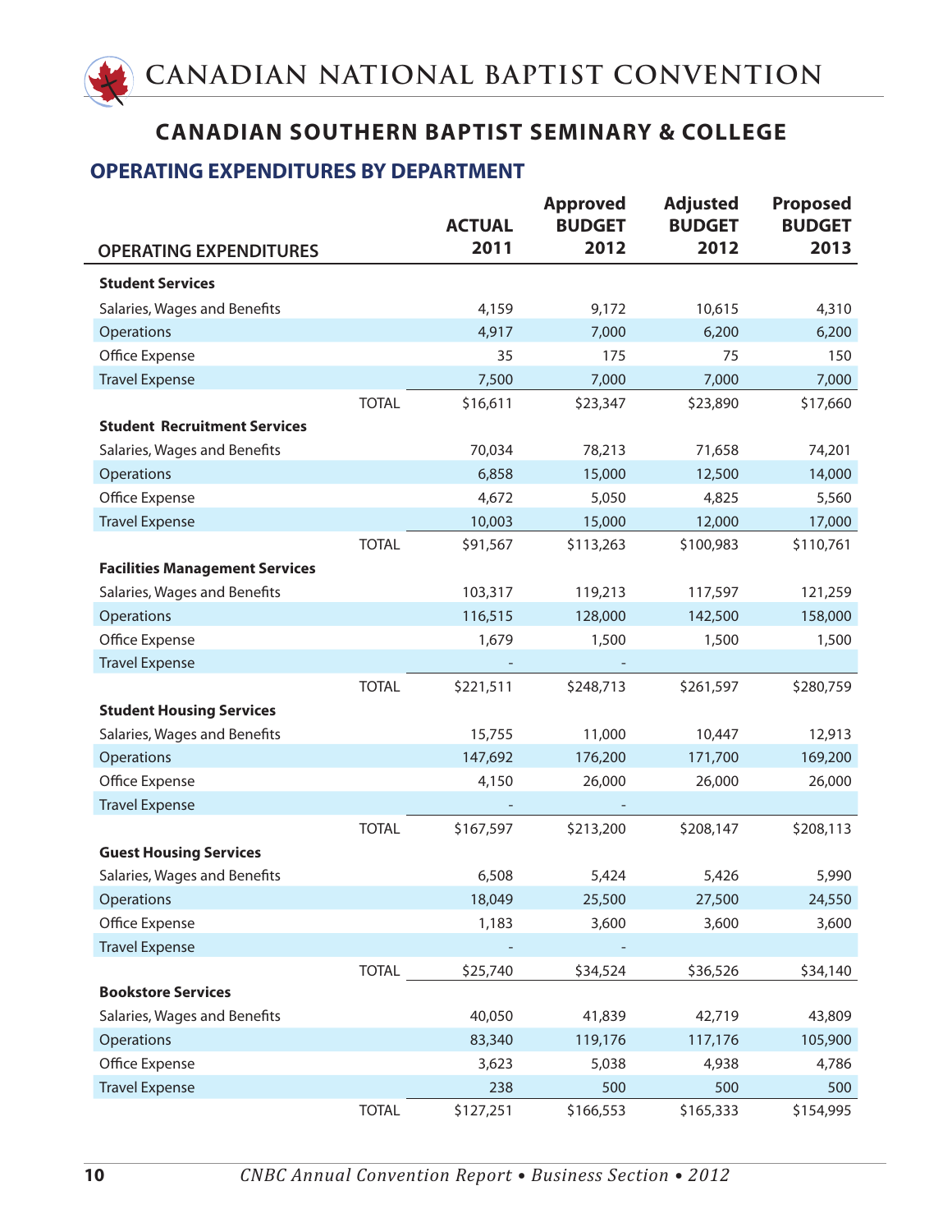# CANADIAN NATIONAL BAPTIST CONVENTION

## CANADIAN SOUTHERN BAPTIST SEMINARY & COLLEGE

### OPERATING EXPENDITURES BY DEPARTMENT

| OPERATING EXPENDITURES | | ACTUAL 2011 | Approved BUDGET 2012 | Adjusted BUDGET 2012 | Proposed BUDGET 2013 |
|---|---|---|---|---|---|
| **Student Services** | | | | | |
| Salaries, Wages and Benefits | | 4,159 | 9,172 | 10,615 | 4,310 |
| Operations | | 4,917 | 7,000 | 6,200 | 6,200 |
| Office Expense | | 35 | 175 | 75 | 150 |
| Travel Expense | | 7,500 | 7,000 | 7,000 | 7,000 |
| | TOTAL | $16,611 | $23,347 | $23,890 | $17,660 |
| **Student Recruitment Services** | | | | | |
| Salaries, Wages and Benefits | | 70,034 | 78,213 | 71,658 | 74,201 |
| Operations | | 6,858 | 15,000 | 12,500 | 14,000 |
| Office Expense | | 4,672 | 5,050 | 4,825 | 5,560 |
| Travel Expense | | 10,003 | 15,000 | 12,000 | 17,000 |
| | TOTAL | $91,567 | $113,263 | $100,983 | $110,761 |
| **Facilities Management Services** | | | | | |
| Salaries, Wages and Benefits | | 103,317 | 119,213 | 117,597 | 121,259 |
| Operations | | 116,515 | 128,000 | 142,500 | 158,000 |
| Office Expense | | 1,679 | 1,500 | 1,500 | 1,500 |
| Travel Expense | | - | - | | |
| | TOTAL | $221,511 | $248,713 | $261,597 | $280,759 |
| **Student Housing Services** | | | | | |
| Salaries, Wages and Benefits | | 15,755 | 11,000 | 10,447 | 12,913 |
| Operations | | 147,692 | 176,200 | 171,700 | 169,200 |
| Office Expense | | 4,150 | 26,000 | 26,000 | 26,000 |
| Travel Expense | | - | - | | |
| | TOTAL | $167,597 | $213,200 | $208,147 | $208,113 |
| **Guest Housing Services** | | | | | |
| Salaries, Wages and Benefits | | 6,508 | 5,424 | 5,426 | 5,990 |
| Operations | | 18,049 | 25,500 | 27,500 | 24,550 |
| Office Expense | | 1,183 | 3,600 | 3,600 | 3,600 |
| Travel Expense | | - | - | | |
| | TOTAL | $25,740 | $34,524 | $36,526 | $34,140 |
| **Bookstore Services** | | | | | |
| Salaries, Wages and Benefits | | 40,050 | 41,839 | 42,719 | 43,809 |
| Operations | | 83,340 | 119,176 | 117,176 | 105,900 |
| Office Expense | | 3,623 | 5,038 | 4,938 | 4,786 |
| Travel Expense | | 238 | 500 | 500 | 500 |
| | TOTAL | $127,251 | $166,553 | $165,333 | $154,995 |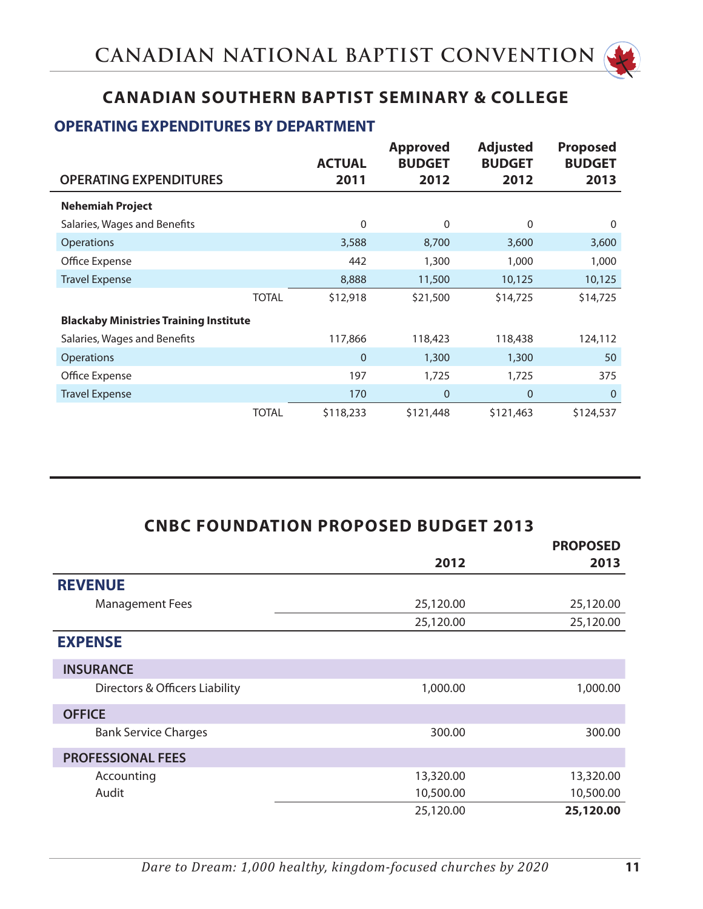## CANADIAN SOUTHERN BAPTIST SEMINARY & COLLEGE

### OPERATING EXPENDITURES BY DEPARTMENT

| OPERATING EXPENDITURES | | ACTUAL 2011 | Approved BUDGET 2012 | Adjusted BUDGET 2012 | Proposed BUDGET 2013 |
|---|---|---|---|---|---|
| **Nehemiah Project** | | | | | |
| Salaries, Wages and Benefits | | 0 | 0 | 0 | 0 |
| Operations | | 3,588 | 8,700 | 3,600 | 3,600 |
| Office Expense | | 442 | 1,300 | 1,000 | 1,000 |
| Travel Expense | | 8,888 | 11,500 | 10,125 | 10,125 |
| | TOTAL | $12,918 | $21,500 | $14,725 | $14,725 |
| **Blackaby Ministries Training Institute** | | | | | |
| Salaries, Wages and Benefits | | 117,866 | 118,423 | 118,438 | 124,112 |
| Operations | | 0 | 1,300 | 1,300 | 50 |
| Office Expense | | 197 | 1,725 | 1,725 | 375 |
| Travel Expense | | 170 | 0 | 0 | 0 |
| | TOTAL | $118,233 | $121,448 | $121,463 | $124,537 |

## CNBC FOUNDATION PROPOSED BUDGET 2013

| | 2012 | PROPOSED 2013 |
|---|---|---|
| **REVENUE** | | |
| Management Fees | 25,120.00 | 25,120.00 |
| | 25,120.00 | 25,120.00 |
| **EXPENSE** | | |
| **INSURANCE** | | |
| Directors & Officers Liability | 1,000.00 | 1,000.00 |
| **OFFICE** | | |
| Bank Service Charges | 300.00 | 300.00 |
| **PROFESSIONAL FEES** | | |
| Accounting | 13,320.00 | 13,320.00 |
| Audit | 10,500.00 | 10,500.00 |
| | 25,120.00 | **25,120.00** |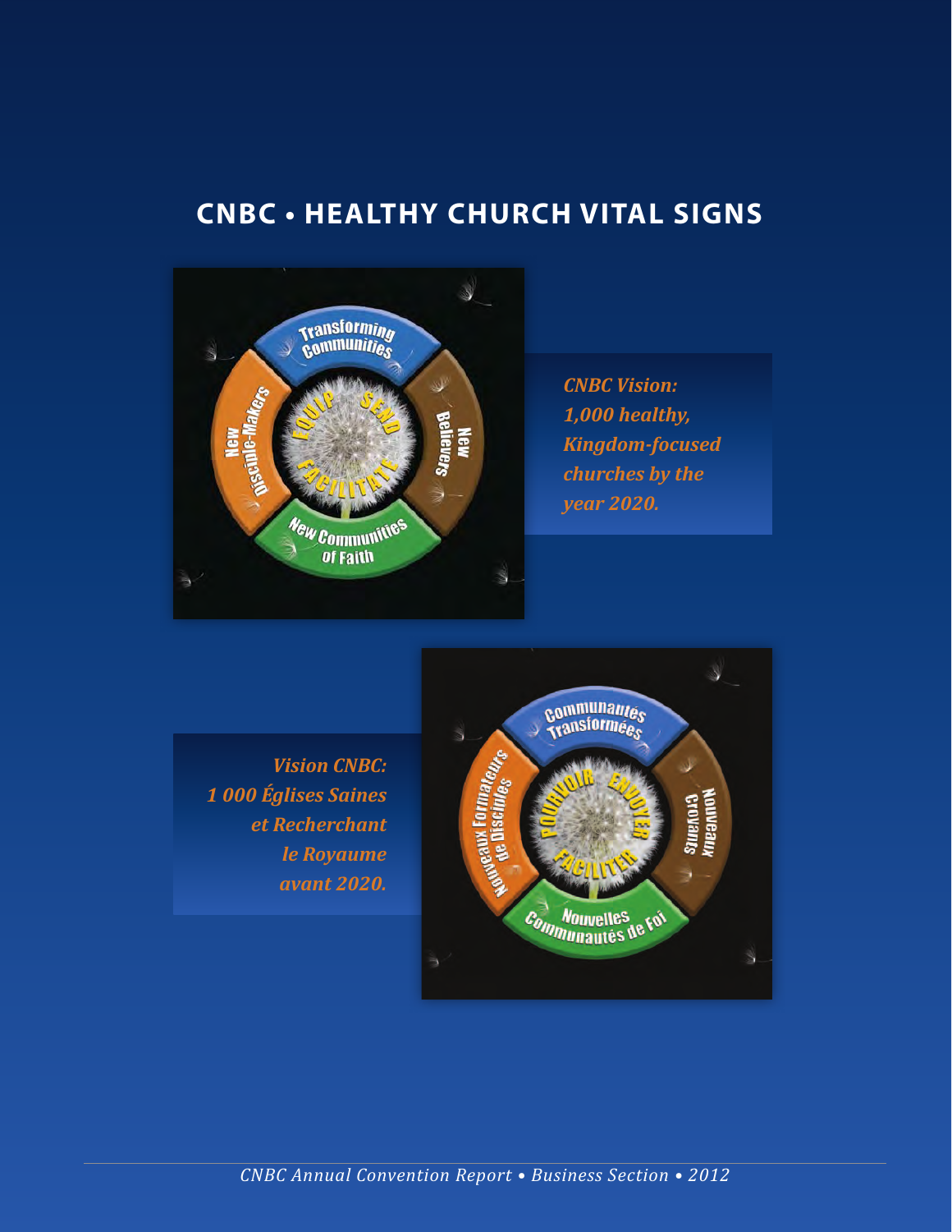# CNBC • HEALTHY CHURCH VITAL SIGNS

Transforming Communities

New Believers

New Communities of Faith

New Disciple-Makers

EQUIP SEND FACILITATE

*CNBC Vision: 1,000 healthy, Kingdom-focused churches by the year 2020.*

*Vision CNBC: 1 000 Églises Saines et Recherchant le Royaume avant 2020.*

Communautés Transformées

Nouveaux Croyants

Nouvelles Communautés de Foi

Nouveaux Formateurs de Disciples

POURVOIR ENVOYER FACILITER